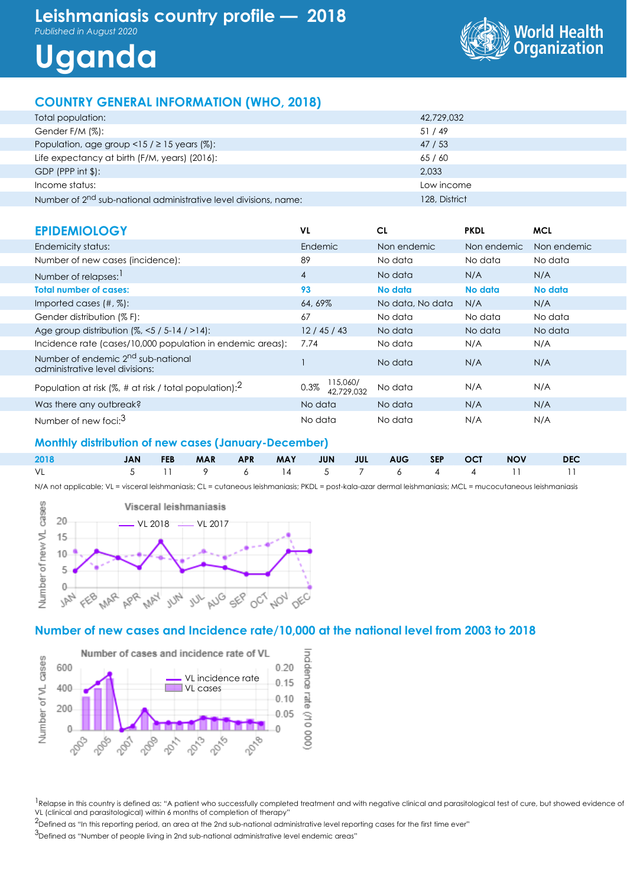# Leishmaniasis country profile — 2018

*Published in August 2020*

# Uganda

World Health Organization

## COUNTRY GENERAL INFORMATION (WHO, 2018)

| | |
|---|---|
| Total population: | 42,729,032 |
| Gender F/M (%): | 51 / 49 |
| Population, age group <15 / ≥ 15 years (%): | 47 / 53 |
| Life expectancy at birth (F/M, years) (2016): | 65 / 60 |
| GDP (PPP int $): | 2,033 |
| Income status: | Low income |
| Number of 2nd sub-national administrative level divisions, name: | 128, District |

## EPIDEMIOLOGY

| | VL | CL | PKDL | MCL |
|---|---|---|---|---|
| Endemicity status: | Endemic | Non endemic | Non endemic | Non endemic |
| Number of new cases (incidence): | 89 | No data | No data | No data |
| Number of relapses:[1] | 4 | No data | N/A | N/A |
| **Total number of cases:** | **93** | **No data** | **No data** | **No data** |
| Imported cases (#, %): | 64, 69% | No data, No data | N/A | N/A |
| Gender distribution (% F): | 67 | No data | No data | No data |
| Age group distribution (%, <5 / 5-14 / >14): | 12 / 45 / 43 | No data | No data | No data |
| Incidence rate (cases/10,000 population in endemic areas): | 7.74 | No data | N/A | N/A |
| Number of endemic 2nd sub-national administrative level divisions: | 1 | No data | N/A | N/A |
| Population at risk (%, # at risk / total population):[2] | 0.3% 115,060/ 42,729,032 | No data | N/A | N/A |
| Was there any outbreak? | No data | No data | N/A | N/A |
| Number of new foci:[3] | No data | No data | N/A | N/A |

### Monthly distribution of new cases (January-December)

| 2018 | JAN | FEB | MAR | APR | MAY | JUN | JUL | AUG | SEP | OCT | NOV | DEC |
|---|---|---|---|---|---|---|---|---|---|---|---|---|
| VL | 5 | 11 | 9 | 6 | 14 | 5 | 7 | 6 | 4 | 4 | 11 | 11 |

N/A not applicable; VL = visceral leishmaniasis; CL = cutaneous leishmaniasis; PKDL = post-kala-azar dermal leishmaniasis; MCL = mucocutaneous leishmaniasis

### Number of new cases and Incidence rate/10,000 at the national level from 2003 to 2018

[1]Relapse in this country is defined as: "A patient who successfully completed treatment and with negative clinical and parasitological test of cure, but showed evidence of VL (clinical and parasitological) within 6 months of completion of therapy"

[2]Defined as "In this reporting period, an area at the 2nd sub-national administrative level reporting cases for the first time ever"

[3]Defined as "Number of people living in 2nd sub-national administrative level endemic areas"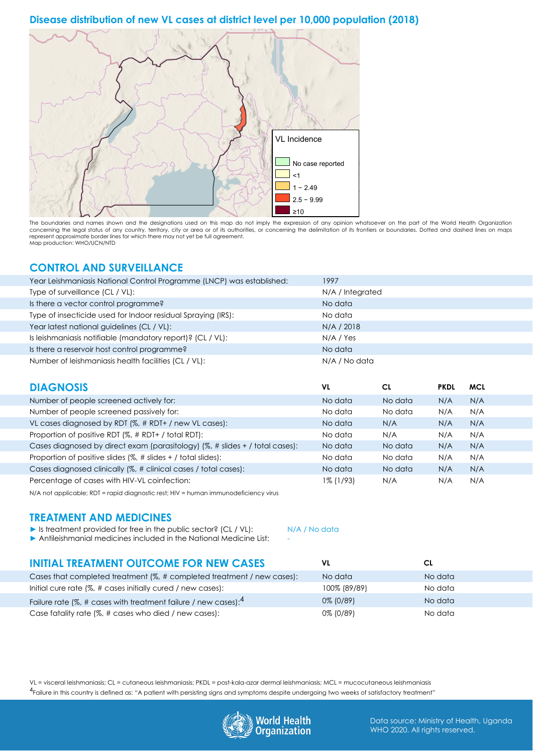## Disease distribution of new VL cases at district level per 10,000 population (2018)

VL Incidence

No case reported

<1

1 − 2.49

2.5 − 9.99

≥10

The boundaries and names shown and the designations used on this map do not imply the expression of any opinion whatsoever on the part of the World Health Organization concerning the legal status of any country, territory, city or area or of its authorities, or concerning the delimitation of its frontiers or boundaries. Dotted and dashed lines on maps represent approximate border lines for which there may not yet be full agreement.
Map production: WHO/UCN/NTD

## CONTROL AND SURVEILLANCE

| | |
|---|---|
| Year Leishmaniasis National Control Programme (LNCP) was established: | 1997 |
| Type of surveillance (CL / VL): | N/A / Integrated |
| Is there a vector control programme? | No data |
| Type of insecticide used for Indoor residual Spraying (IRS): | No data |
| Year latest national guidelines (CL / VL): | N/A / 2018 |
| Is leishmaniasis notifiable (mandatory report)? (CL / VL): | N/A / Yes |
| Is there a reservoir host control programme? | No data |
| Number of leishmaniasis health facilities (CL / VL): | N/A / No data |

## DIAGNOSIS

| | VL | CL | PKDL | MCL |
|---|---|---|---|---|
| Number of people screened actively for: | No data | No data | N/A | N/A |
| Number of people screened passively for: | No data | No data | N/A | N/A |
| VL cases diagnosed by RDT (%, # RDT+ / new VL cases): | No data | N/A | N/A | N/A |
| Proportion of positive RDT (%, # RDT+ / total RDT): | No data | N/A | N/A | N/A |
| Cases diagnosed by direct exam (parasitology) (%, # slides + / total cases): | No data | No data | N/A | N/A |
| Proportion of positive slides (%, # slides + / total slides): | No data | No data | N/A | N/A |
| Cases diagnosed clinically (%, # clinical cases / total cases): | No data | No data | N/A | N/A |
| Percentage of cases with HIV-VL coinfection: | 1% (1/93) | N/A | N/A | N/A |

N/A not applicable; RDT = rapid diagnostic rest; HIV = human immunodeficiency virus

## TREATMENT AND MEDICINES

- ► Is treatment provided for free in the public sector? (CL / VL): N/A / No data
- ► Antileishmanial medicines included in the National Medicine List: -

## INITIAL TREATMENT OUTCOME FOR NEW CASES

| | VL | CL |
|---|---|---|
| Cases that completed treatment (%, # completed treatment / new cases): | No data | No data |
| Initial cure rate (%, # cases initially cured / new cases): | 100% (89/89) | No data |
| Failure rate (%, # cases with treatment failure / new cases):[4] | 0% (0/89) | No data |
| Case fatality rate (%, # cases who died / new cases): | 0% (0/89) | No data |

VL = visceral leishmaniasis; CL = cutaneous leishmaniasis; PKDL = post-kala-azar dermal leishmaniasis; MCL = mucocutaneous leishmaniasis

[4]Failure in this country is defined as: "A patient with persisting signs and symptoms despite undergoing two weeks of satisfactory treatment"

World Health Organization

Data source: Ministry of Health, Uganda
WHO 2020. All rights reserved.